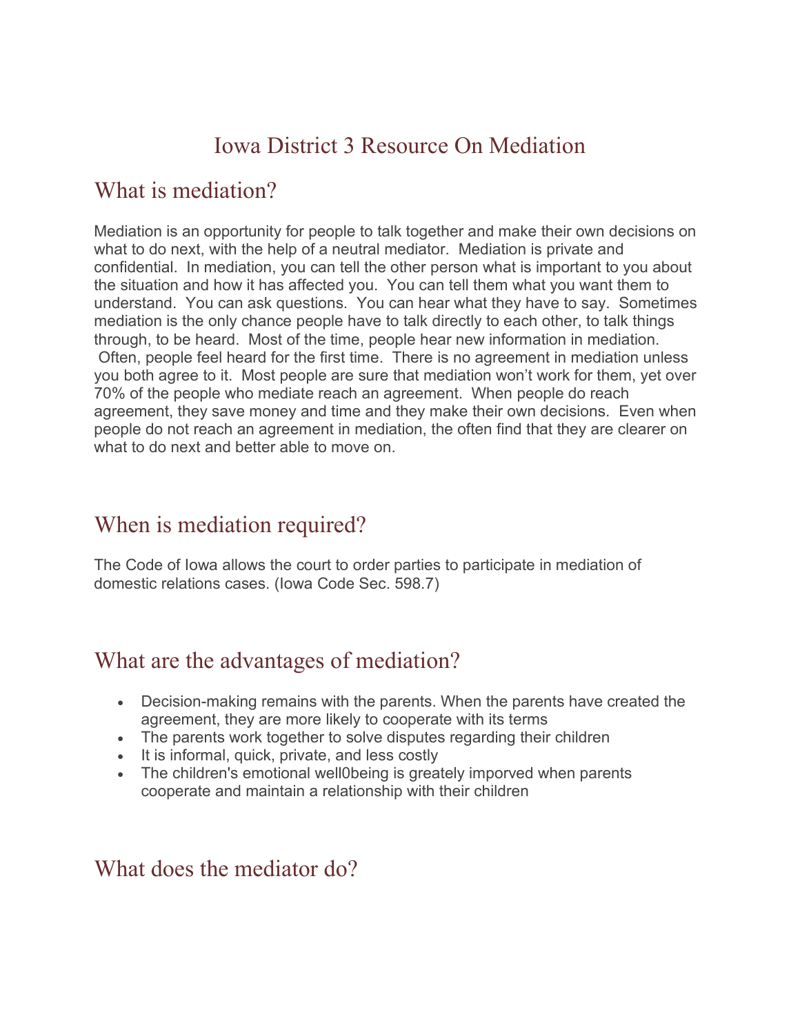# Iowa District 3 Resource On Mediation

## What is mediation?

Mediation is an opportunity for people to talk together and make their own decisions on what to do next, with the help of a neutral mediator. Mediation is private and confidential. In mediation, you can tell the other person what is important to you about the situation and how it has affected you. You can tell them what you want them to understand. You can ask questions. You can hear what they have to say. Sometimes mediation is the only chance people have to talk directly to each other, to talk things through, to be heard. Most of the time, people hear new information in mediation. Often, people feel heard for the first time. There is no agreement in mediation unless you both agree to it. Most people are sure that mediation won't work for them, yet over 70% of the people who mediate reach an agreement. When people do reach agreement, they save money and time and they make their own decisions. Even when people do not reach an agreement in mediation, the often find that they are clearer on what to do next and better able to move on.

## When is mediation required?

The Code of Iowa allows the court to order parties to participate in mediation of domestic relations cases. (Iowa Code Sec. 598.7)

## What are the advantages of mediation?

- Decision-making remains with the parents. When the parents have created the agreement, they are more likely to cooperate with its terms
- The parents work together to solve disputes regarding their children
- It is informal, quick, private, and less costly
- The children's emotional well0being is greately imporved when parents cooperate and maintain a relationship with their children

## What does the mediator do?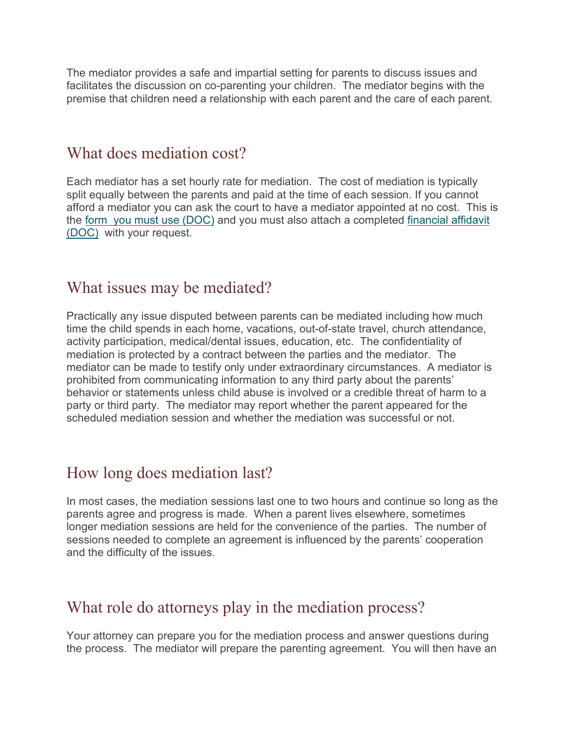The mediator provides a safe and impartial setting for parents to discuss issues and facilitates the discussion on co-parenting your children. The mediator begins with the premise that children need a relationship with each parent and the care of each parent.

## What does mediation cost?

Each mediator has a set hourly rate for mediation. The cost of mediation is typically split equally between the parents and paid at the time of each session. If you cannot afford a mediator you can ask the court to have a mediator appointed at no cost. This is the form you must use (DOC) and you must also attach a completed financial affidavit (DOC) with your request.

## What issues may be mediated?

Practically any issue disputed between parents can be mediated including how much time the child spends in each home, vacations, out-of-state travel, church attendance, activity participation, medical/dental issues, education, etc. The confidentiality of mediation is protected by a contract between the parties and the mediator. The mediator can be made to testify only under extraordinary circumstances. A mediator is prohibited from communicating information to any third party about the parents' behavior or statements unless child abuse is involved or a credible threat of harm to a party or third party. The mediator may report whether the parent appeared for the scheduled mediation session and whether the mediation was successful or not.

## How long does mediation last?

In most cases, the mediation sessions last one to two hours and continue so long as the parents agree and progress is made. When a parent lives elsewhere, sometimes longer mediation sessions are held for the convenience of the parties. The number of sessions needed to complete an agreement is influenced by the parents' cooperation and the difficulty of the issues.

## What role do attorneys play in the mediation process?

Your attorney can prepare you for the mediation process and answer questions during the process. The mediator will prepare the parenting agreement. You will then have an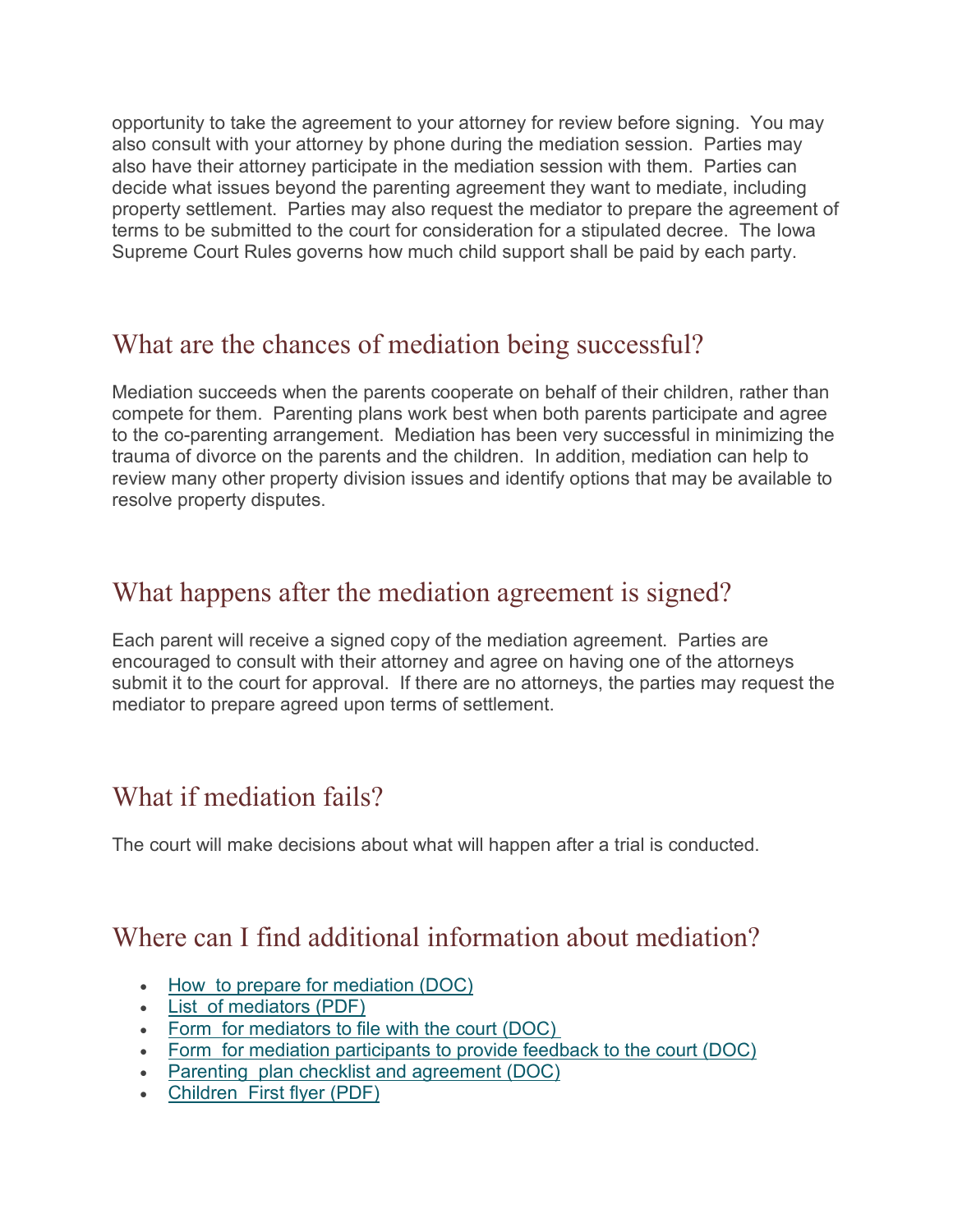opportunity to take the agreement to your attorney for review before signing. You may also consult with your attorney by phone during the mediation session. Parties may also have their attorney participate in the mediation session with them. Parties can decide what issues beyond the parenting agreement they want to mediate, including property settlement. Parties may also request the mediator to prepare the agreement of terms to be submitted to the court for consideration for a stipulated decree. The Iowa Supreme Court Rules governs how much child support shall be paid by each party.

## What are the chances of mediation being successful?

Mediation succeeds when the parents cooperate on behalf of their children, rather than compete for them. Parenting plans work best when both parents participate and agree to the co-parenting arrangement. Mediation has been very successful in minimizing the trauma of divorce on the parents and the children. In addition, mediation can help to review many other property division issues and identify options that may be available to resolve property disputes.

## What happens after the mediation agreement is signed?

Each parent will receive a signed copy of the mediation agreement. Parties are encouraged to consult with their attorney and agree on having one of the attorneys submit it to the court for approval. If there are no attorneys, the parties may request the mediator to prepare agreed upon terms of settlement.

## What if mediation fails?

The court will make decisions about what will happen after a trial is conducted.

## Where can I find additional information about mediation?

- How to prepare for mediation (DOC)
- List of mediators (PDF)
- Form for mediators to file with the court (DOC)
- Form for mediation participants to provide feedback to the court (DOC)
- Parenting plan checklist and agreement (DOC)
- Children First flyer (PDF)